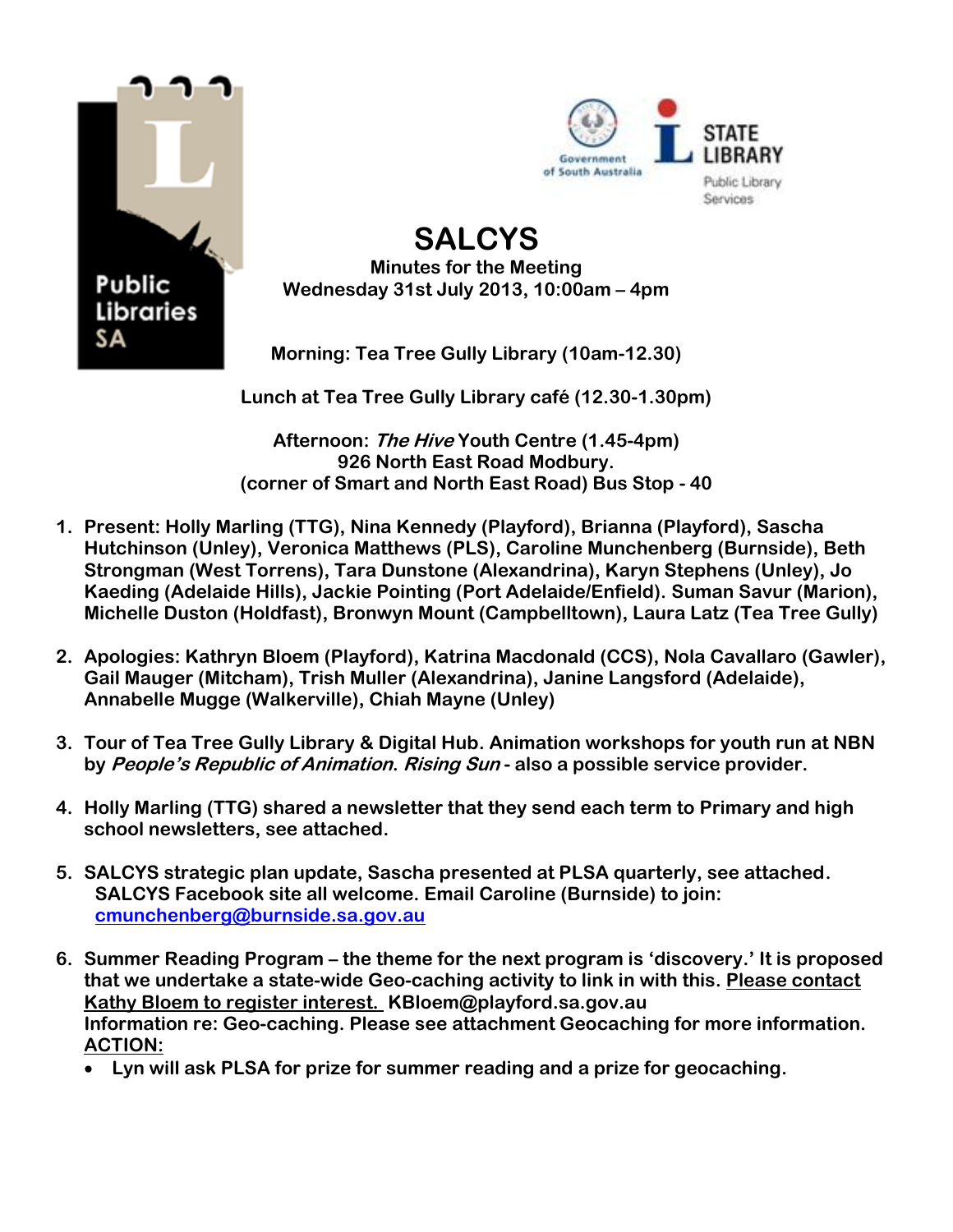# SALCYS

**Minutes for the Meeting**
**Wednesday 31st July 2013, 10:00am – 4pm**

**Morning: Tea Tree Gully Library (10am-12.30)**

**Lunch at Tea Tree Gully Library café (12.30-1.30pm)**

**Afternoon: *The Hive* Youth Centre (1.45-4pm)**
**926 North East Road Modbury.**
**(corner of Smart and North East Road) Bus Stop - 40**

1. **Present: Holly Marling (TTG), Nina Kennedy (Playford), Brianna (Playford), Sascha Hutchinson (Unley), Veronica Matthews (PLS), Caroline Munchenberg (Burnside), Beth Strongman (West Torrens), Tara Dunstone (Alexandrina), Karyn Stephens (Unley), Jo Kaeding (Adelaide Hills), Jackie Pointing (Port Adelaide/Enfield). Suman Savur (Marion), Michelle Duston (Holdfast), Bronwyn Mount (Campbelltown), Laura Latz (Tea Tree Gully)**

2. **Apologies: Kathryn Bloem (Playford), Katrina Macdonald (CCS), Nola Cavallaro (Gawler), Gail Mauger (Mitcham), Trish Muller (Alexandrina), Janine Langsford (Adelaide), Annabelle Mugge (Walkerville), Chiah Mayne (Unley)**

3. **Tour of Tea Tree Gully Library & Digital Hub. Animation workshops for youth run at NBN by *People's Republic of Animation*. *Rising Sun* - also a possible service provider.**

4. **Holly Marling (TTG) shared a newsletter that they send each term to Primary and high school newsletters, see attached.**

5. **SALCYS strategic plan update, Sascha presented at PLSA quarterly, see attached. SALCYS Facebook site all welcome. Email Caroline (Burnside) to join: cmunchenberg@burnside.sa.gov.au**

6. **Summer Reading Program – the theme for the next program is 'discovery.' It is proposed that we undertake a state-wide Geo-caching activity to link in with this. Please contact Kathy Bloem to register interest. KBloem@playford.sa.gov.au**
   **Information re: Geo-caching. Please see attachment Geocaching for more information.**
   **ACTION:**
   - **Lyn will ask PLSA for prize for summer reading and a prize for geocaching.**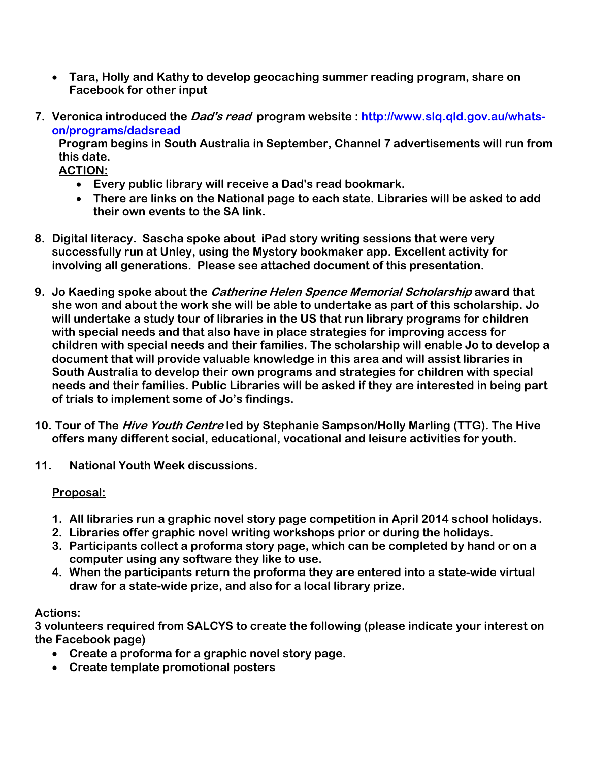- **Tara, Holly and Kathy to develop geocaching summer reading program, share on Facebook for other input**

7. **Veronica introduced the *Dad's read* program website : [http://www.slq.qld.gov.au/whats-on/programs/dadsread](http://www.slq.qld.gov.au/whats-on/programs/dadsread)**

   **Program begins in South Australia in September, Channel 7 advertisements will run from this date.**

   **<u>ACTION:</u>**

   - **Every public library will receive a Dad's read bookmark.**
   - **There are links on the National page to each state. Libraries will be asked to add their own events to the SA link.**

8. **Digital literacy. Sascha spoke about iPad story writing sessions that were very successfully run at Unley, using the Mystory bookmaker app. Excellent activity for involving all generations. Please see attached document of this presentation.**

9. **Jo Kaeding spoke about the *Catherine Helen Spence Memorial Scholarship* award that she won and about the work she will be able to undertake as part of this scholarship. Jo will undertake a study tour of libraries in the US that run library programs for children with special needs and that also have in place strategies for improving access for children with special needs and their families. The scholarship will enable Jo to develop a document that will provide valuable knowledge in this area and will assist libraries in South Australia to develop their own programs and strategies for children with special needs and their families. Public Libraries will be asked if they are interested in being part of trials to implement some of Jo's findings.**

10. **Tour of The *Hive Youth Centre* led by Stephanie Sampson/Holly Marling (TTG). The Hive offers many different social, educational, vocational and leisure activities for youth.**

11. **National Youth Week discussions.**

    **<u>Proposal:</u>**

    1. **All libraries run a graphic novel story page competition in April 2014 school holidays.**
    2. **Libraries offer graphic novel writing workshops prior or during the holidays.**
    3. **Participants collect a proforma story page, which can be completed by hand or on a computer using any software they like to use.**
    4. **When the participants return the proforma they are entered into a state-wide virtual draw for a state-wide prize, and also for a local library prize.**

**<u>Actions:</u>**

**3 volunteers required from SALCYS to create the following (please indicate your interest on the Facebook page)**

- **Create a proforma for a graphic novel story page.**
- **Create template promotional posters**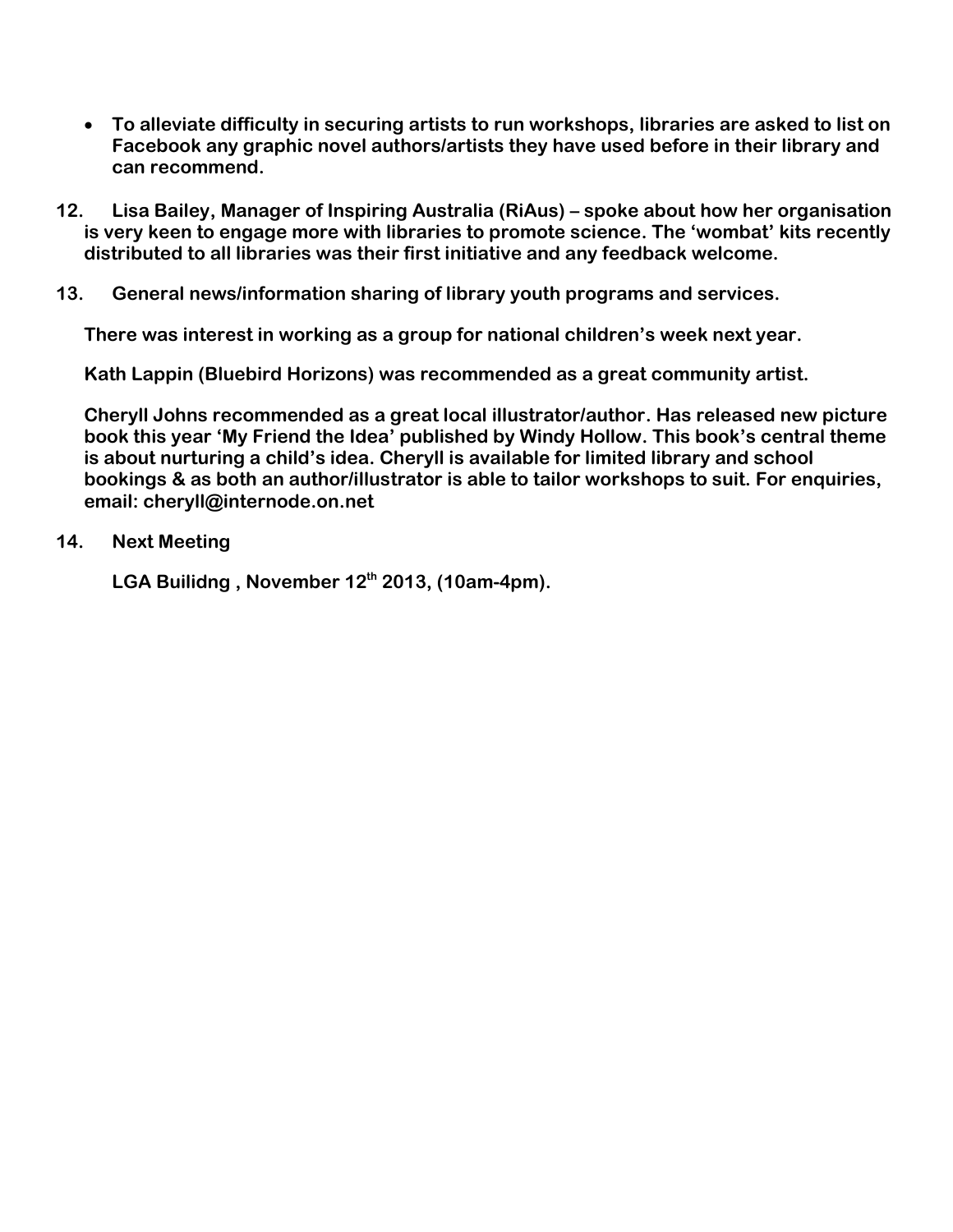- **To alleviate difficulty in securing artists to run workshops, libraries are asked to list on Facebook any graphic novel authors/artists they have used before in their library and can recommend.**

**12. Lisa Bailey, Manager of Inspiring Australia (RiAus) – spoke about how her organisation is very keen to engage more with libraries to promote science. The 'wombat' kits recently distributed to all libraries was their first initiative and any feedback welcome.**

**13. General news/information sharing of library youth programs and services.**

**There was interest in working as a group for national children's week next year.**

**Kath Lappin (Bluebird Horizons) was recommended as a great community artist.**

**Cheryll Johns recommended as a great local illustrator/author. Has released new picture book this year 'My Friend the Idea' published by Windy Hollow. This book's central theme is about nurturing a child's idea. Cheryll is available for limited library and school bookings & as both an author/illustrator is able to tailor workshops to suit. For enquiries, email: cheryll@internode.on.net**

**14. Next Meeting**

**LGA Builidng , November 12th 2013, (10am-4pm).**